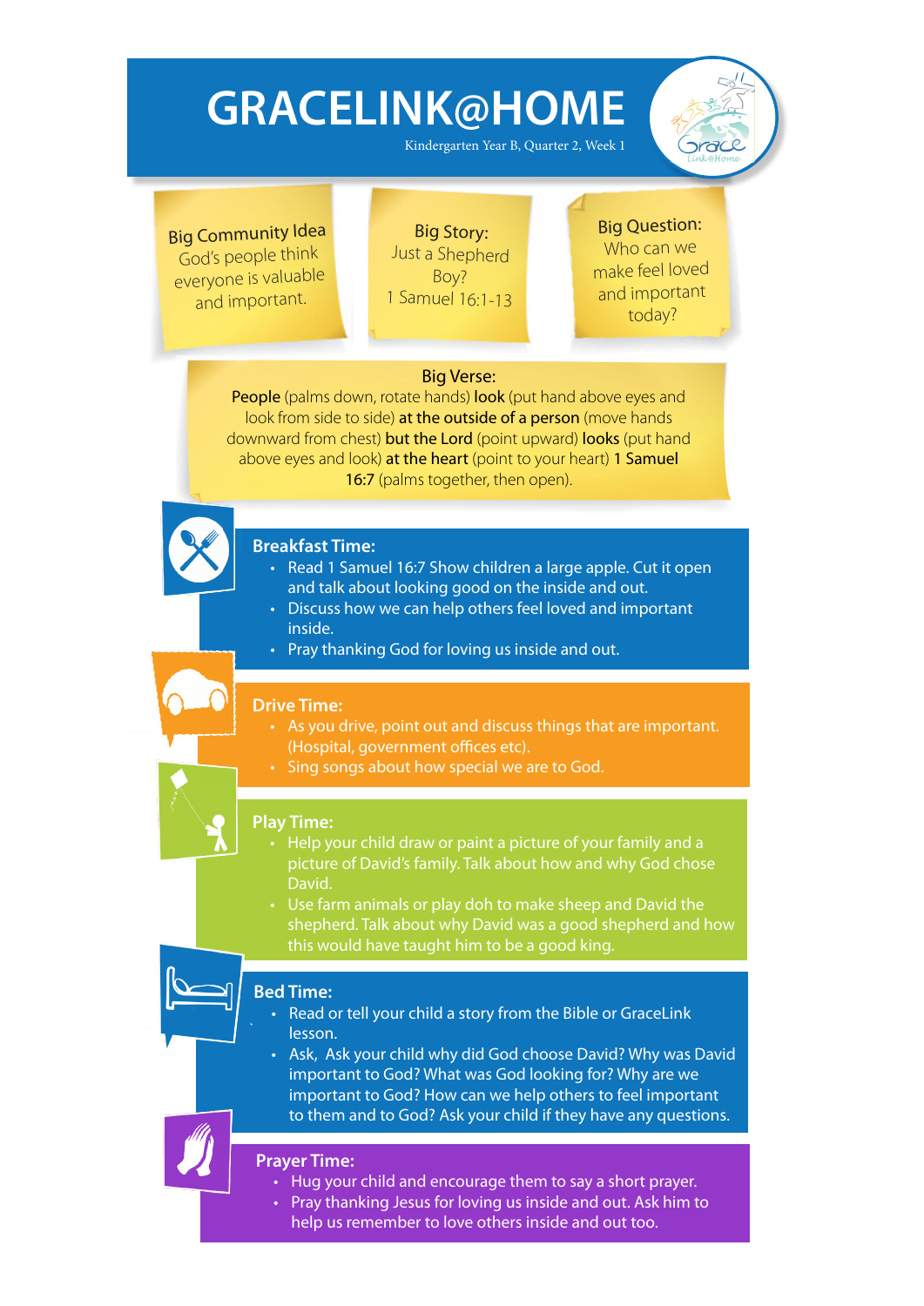# GRACELINK@HOME

Kindergarten Year B, Quarter 2, Week 1

**Big Community Idea**
God's people think everyone is valuable and important.

**Big Story:**
Just a Shepherd Boy?
1 Samuel 16:1-13

**Big Question:**
Who can we make feel loved and important today?

**Big Verse:**
**People** (palms down, rotate hands) **look** (put hand above eyes and look from side to side) **at the outside of a person** (move hands downward from chest) **but the Lord** (point upward) **looks** (put hand above eyes and look) **at the heart** (point to your heart) **1 Samuel 16:7** (palms together, then open).

## Breakfast Time:

- Read 1 Samuel 16:7 Show children a large apple. Cut it open and talk about looking good on the inside and out.
- Discuss how we can help others feel loved and important inside.
- Pray thanking God for loving us inside and out.

## Drive Time:

- As you drive, point out and discuss things that are important. (Hospital, government offices etc).
- Sing songs about how special we are to God.

## Play Time:

- Help your child draw or paint a picture of your family and a picture of David's family. Talk about how and why God chose David.
- Use farm animals or play doh to make sheep and David the shepherd. Talk about why David was a good shepherd and how this would have taught him to be a good king.

## Bed Time:

- Read or tell your child a story from the Bible or GraceLink lesson.
- Ask, Ask your child why did God choose David? Why was David important to God? What was God looking for? Why are we important to God? How can we help others to feel important to them and to God? Ask your child if they have any questions.

## Prayer Time:

- Hug your child and encourage them to say a short prayer.
- Pray thanking Jesus for loving us inside and out. Ask him to help us remember to love others inside and out too.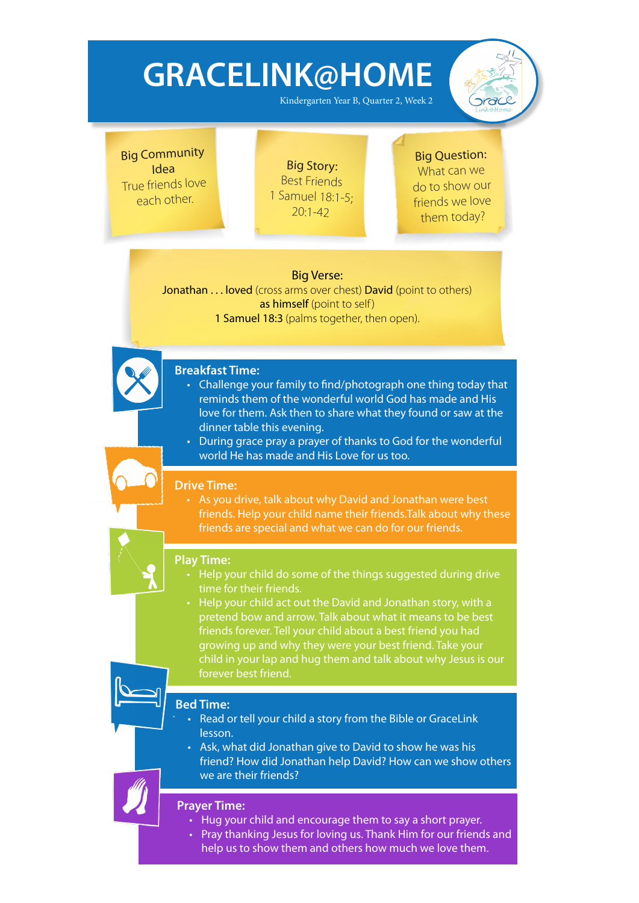# GRACELINK@HOME

Kindergarten Year B, Quarter 2, Week 2

**Big Community Idea**
True friends love each other.

**Big Story:**
Best Friends
1 Samuel 18:1-5; 20:1-42

**Big Question:**
What can we do to show our friends we love them today?

**Big Verse:**
Jonathan . . . loved (cross arms over chest) David (point to others) as himself (point to self)
1 Samuel 18:3 (palms together, then open).

## Breakfast Time:

- Challenge your family to find/photograph one thing today that reminds them of the wonderful world God has made and His love for them. Ask then to share what they found or saw at the dinner table this evening.
- During grace pray a prayer of thanks to God for the wonderful world He has made and His Love for us too.

## Drive Time:

- As you drive, talk about why David and Jonathan were best friends. Help your child name their friends.Talk about why these friends are special and what we can do for our friends.

## Play Time:

- Help your child do some of the things suggested during drive time for their friends.
- Help your child act out the David and Jonathan story, with a pretend bow and arrow. Talk about what it means to be best friends forever. Tell your child about a best friend you had growing up and why they were your best friend. Take your child in your lap and hug them and talk about why Jesus is our forever best friend.

## Bed Time:

- Read or tell your child a story from the Bible or GraceLink lesson.
- Ask, what did Jonathan give to David to show he was his friend? How did Jonathan help David? How can we show others we are their friends?

## Prayer Time:

- Hug your child and encourage them to say a short prayer.
- Pray thanking Jesus for loving us. Thank Him for our friends and help us to show them and others how much we love them.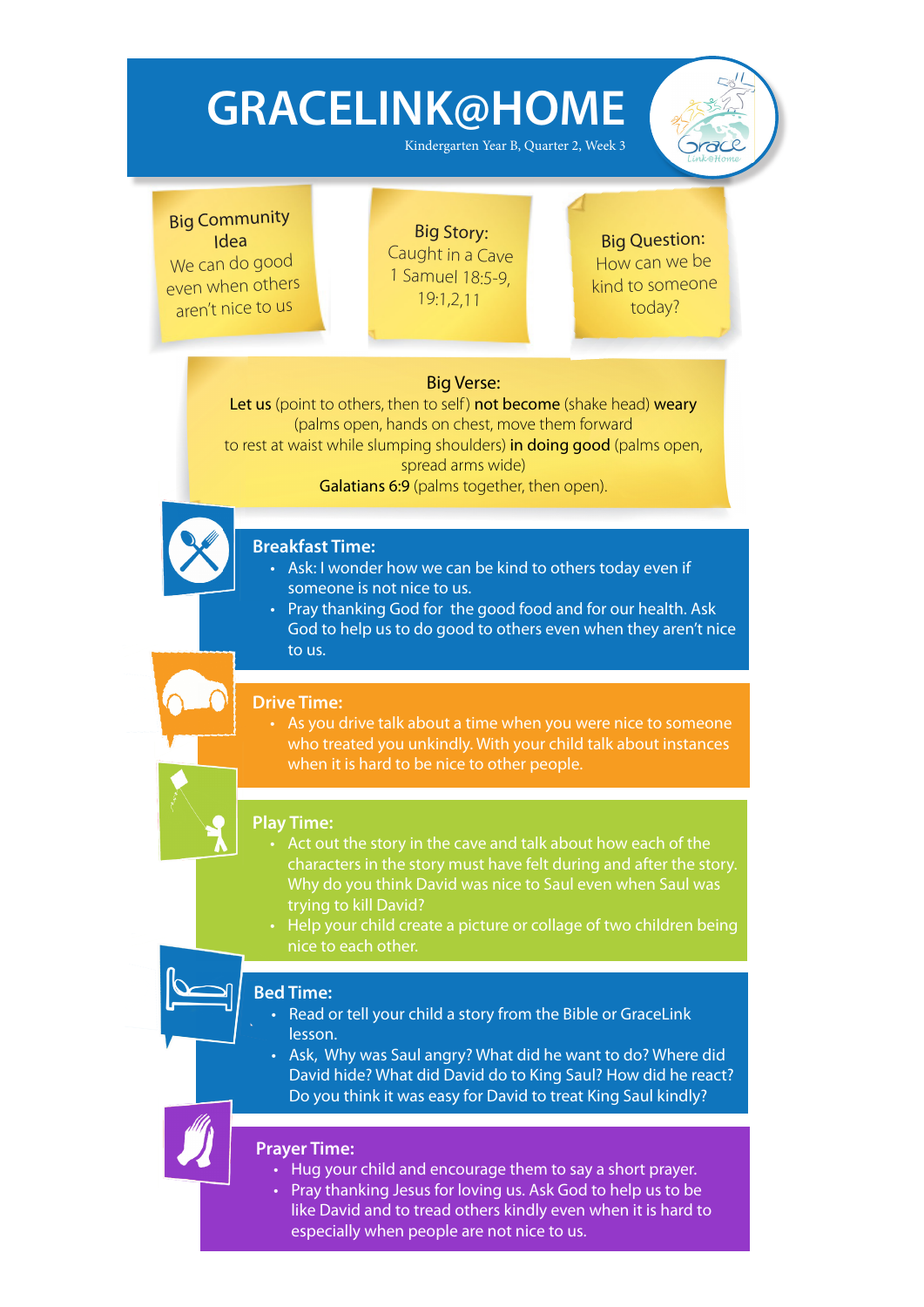# GRACELINK@HOME

Kindergarten Year B, Quarter 2, Week 3

**Big Community Idea**
We can do good even when others aren't nice to us

**Big Story:**
Caught in a Cave
1 Samuel 18:5-9, 19:1,2,11

**Big Question:**
How can we be kind to someone today?

**Big Verse:**
**Let us** (point to others, then to self) **not become** (shake head) **weary** (palms open, hands on chest, move them forward to rest at waist while slumping shoulders) **in doing good** (palms open, spread arms wide)
**Galatians 6:9** (palms together, then open).

## Breakfast Time:

- Ask: I wonder how we can be kind to others today even if someone is not nice to us.
- Pray thanking God for the good food and for our health. Ask God to help us to do good to others even when they aren't nice to us.

## Drive Time:

- As you drive talk about a time when you were nice to someone who treated you unkindly. With your child talk about instances when it is hard to be nice to other people.

## Play Time:

- Act out the story in the cave and talk about how each of the characters in the story must have felt during and after the story. Why do you think David was nice to Saul even when Saul was trying to kill David?
- Help your child create a picture or collage of two children being nice to each other.

## Bed Time:

- Read or tell your child a story from the Bible or GraceLink lesson.
- Ask, Why was Saul angry? What did he want to do? Where did David hide? What did David do to King Saul? How did he react? Do you think it was easy for David to treat King Saul kindly?

## Prayer Time:

- Hug your child and encourage them to say a short prayer.
- Pray thanking Jesus for loving us. Ask God to help us to be like David and to tread others kindly even when it is hard to especially when people are not nice to us.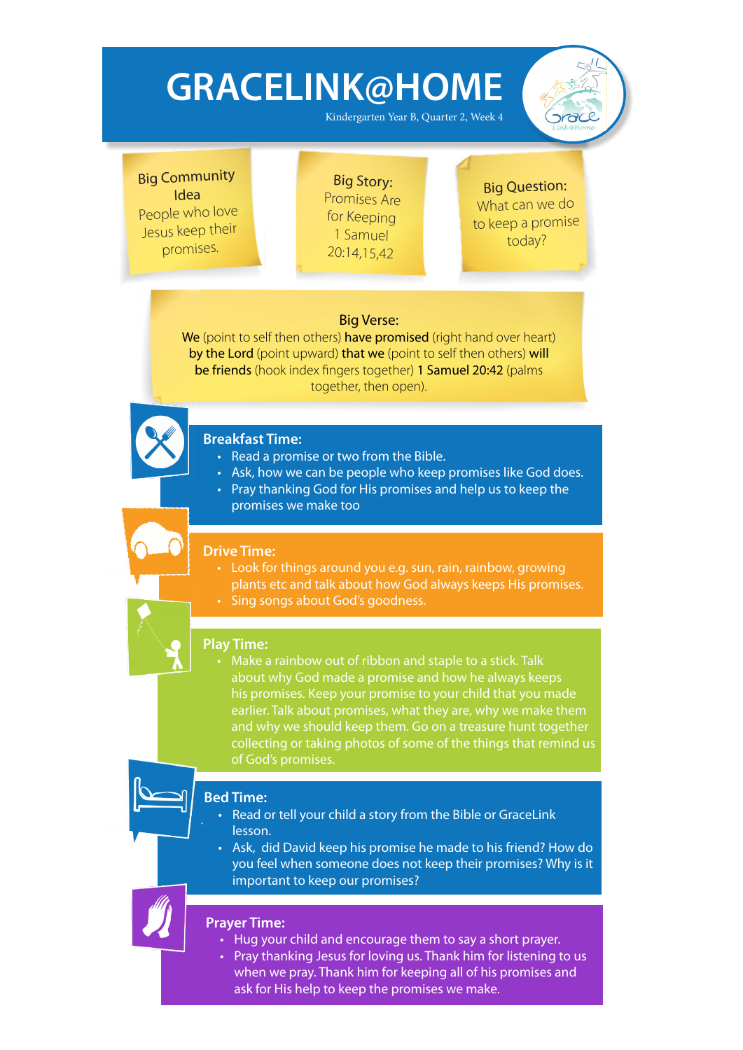# GRACELINK@HOME

Kindergarten Year B, Quarter 2, Week 4

**Big Community Idea**
People who love Jesus keep their promises.

**Big Story:**
Promises Are for Keeping
1 Samuel 20:14,15,42

**Big Question:**
What can we do to keep a promise today?

**Big Verse:**
**We** (point to self then others) **have promised** (right hand over heart) **by the Lord** (point upward) **that we** (point to self then others) **will be friends** (hook index fingers together) **1 Samuel 20:42** (palms together, then open).

## Breakfast Time:

- Read a promise or two from the Bible.
- Ask, how we can be people who keep promises like God does.
- Pray thanking God for His promises and help us to keep the promises we make too

## Drive Time:

- Look for things around you e.g. sun, rain, rainbow, growing plants etc and talk about how God always keeps His promises.
- Sing songs about God's goodness.

## Play Time:

- Make a rainbow out of ribbon and staple to a stick. Talk about why God made a promise and how he always keeps his promises. Keep your promise to your child that you made earlier. Talk about promises, what they are, why we make them and why we should keep them. Go on a treasure hunt together collecting or taking photos of some of the things that remind us of God's promises.

## Bed Time:

- Read or tell your child a story from the Bible or GraceLink lesson.
- Ask, did David keep his promise he made to his friend? How do you feel when someone does not keep their promises? Why is it important to keep our promises?

## Prayer Time:

- Hug your child and encourage them to say a short prayer.
- Pray thanking Jesus for loving us. Thank him for listening to us when we pray. Thank him for keeping all of his promises and ask for His help to keep the promises we make.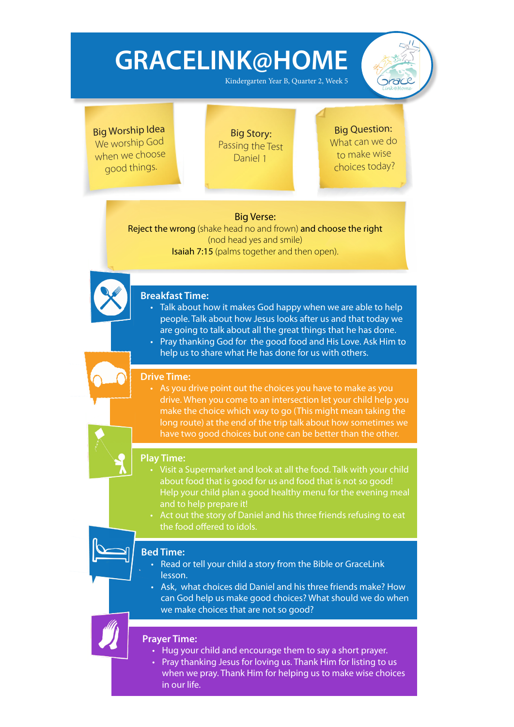# GRACELINK@HOME

Kindergarten Year B, Quarter 2, Week 5

**Big Worship Idea**
We worship God when we choose good things.

**Big Story:**
Passing the Test
Daniel 1

**Big Question:**
What can we do to make wise choices today?

**Big Verse:**
**Reject the wrong** (shake head no and frown) **and choose the right** (nod head yes and smile)
**Isaiah 7:15** (palms together and then open).

## Breakfast Time:

- Talk about how it makes God happy when we are able to help people. Talk about how Jesus looks after us and that today we are going to talk about all the great things that he has done.
- Pray thanking God for the good food and His Love. Ask Him to help us to share what He has done for us with others.

## Drive Time:

- As you drive point out the choices you have to make as you drive. When you come to an intersection let your child help you make the choice which way to go (This might mean taking the long route) at the end of the trip talk about how sometimes we have two good choices but one can be better than the other.

## Play Time:

- Visit a Supermarket and look at all the food. Talk with your child about food that is good for us and food that is not so good! Help your child plan a good healthy menu for the evening meal and to help prepare it!
- Act out the story of Daniel and his three friends refusing to eat the food offered to idols.

## Bed Time:

- Read or tell your child a story from the Bible or GraceLink lesson.
- Ask, what choices did Daniel and his three friends make? How can God help us make good choices? What should we do when we make choices that are not so good?

## Prayer Time:

- Hug your child and encourage them to say a short prayer.
- Pray thanking Jesus for loving us. Thank Him for listing to us when we pray. Thank Him for helping us to make wise choices in our life.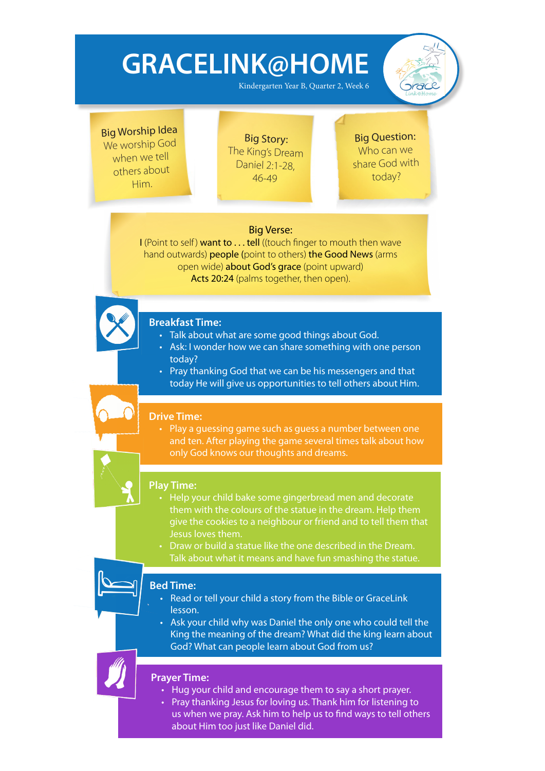# GRACELINK@HOME

Kindergarten Year B, Quarter 2, Week 6

**Big Worship Idea**
We worship God when we tell others about Him.

**Big Story:**
The King's Dream
Daniel 2:1-28, 46-49

**Big Question:**
Who can we share God with today?

**Big Verse:**
**I** (Point to self) **want to . . . tell** ((touch finger to mouth then wave hand outwards) **people** (point to others) **the Good News** (arms open wide) **about God's grace** (point upward) **Acts 20:24** (palms together, then open).

## Breakfast Time:

- Talk about what are some good things about God.
- Ask: I wonder how we can share something with one person today?
- Pray thanking God that we can be his messengers and that today He will give us opportunities to tell others about Him.

## Drive Time:

- Play a guessing game such as guess a number between one and ten. After playing the game several times talk about how only God knows our thoughts and dreams.

## Play Time:

- Help your child bake some gingerbread men and decorate them with the colours of the statue in the dream. Help them give the cookies to a neighbour or friend and to tell them that Jesus loves them.
- Draw or build a statue like the one described in the Dream. Talk about what it means and have fun smashing the statue.

## Bed Time:

- Read or tell your child a story from the Bible or GraceLink lesson.
- Ask your child why was Daniel the only one who could tell the King the meaning of the dream? What did the king learn about God? What can people learn about God from us?

## Prayer Time:

- Hug your child and encourage them to say a short prayer.
- Pray thanking Jesus for loving us. Thank him for listening to us when we pray. Ask him to help us to find ways to tell others about Him too just like Daniel did.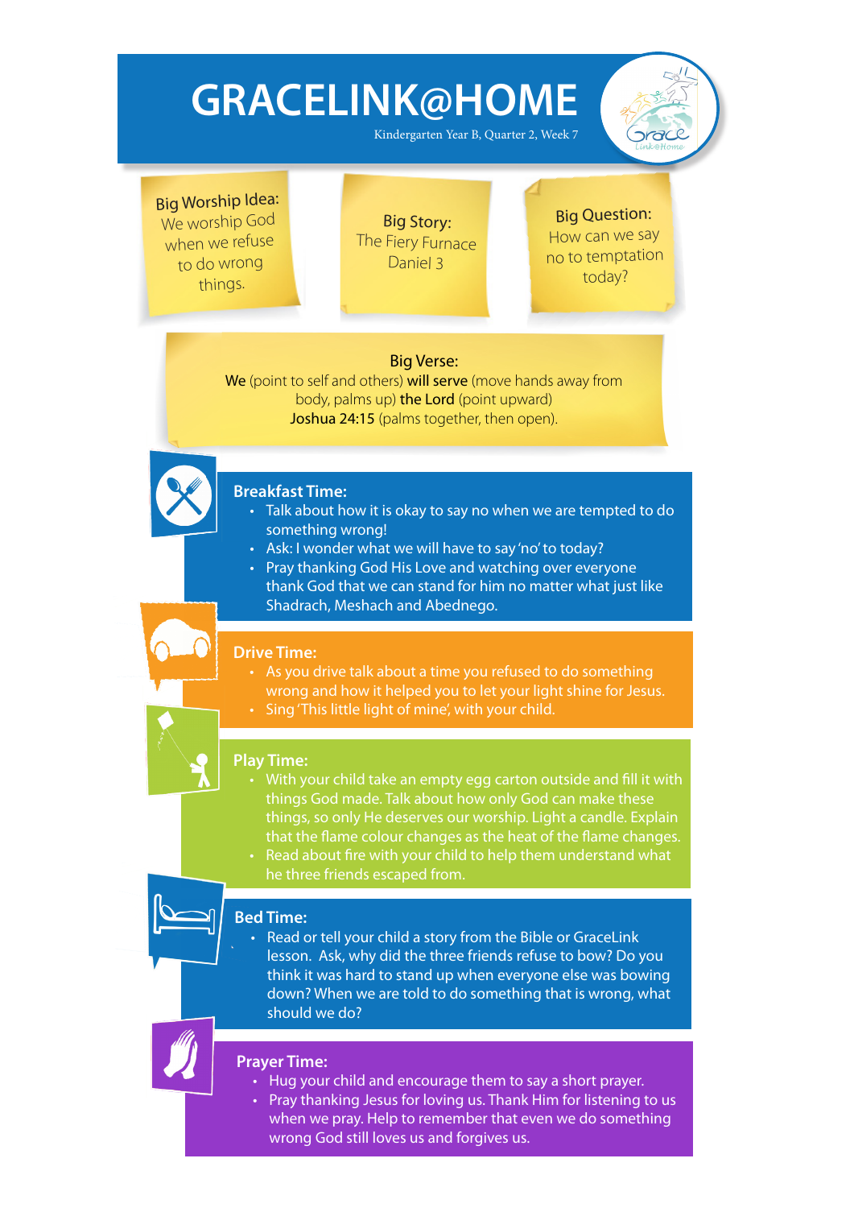# GRACELINK@HOME

Kindergarten Year B, Quarter 2, Week 7

**Big Worship Idea:**
We worship God when we refuse to do wrong things.

**Big Story:**
The Fiery Furnace
Daniel 3

**Big Question:**
How can we say no to temptation today?

**Big Verse:**
**We** (point to self and others) **will serve** (move hands away from body, palms up) **the Lord** (point upward)
**Joshua 24:15** (palms together, then open).

## Breakfast Time:

- Talk about how it is okay to say no when we are tempted to do something wrong!
- Ask: I wonder what we will have to say 'no' to today?
- Pray thanking God His Love and watching over everyone thank God that we can stand for him no matter what just like Shadrach, Meshach and Abednego.

## Drive Time:

- As you drive talk about a time you refused to do something wrong and how it helped you to let your light shine for Jesus.
- Sing 'This little light of mine', with your child.

## Play Time:

- With your child take an empty egg carton outside and fill it with things God made. Talk about how only God can make these things, so only He deserves our worship. Light a candle. Explain that the flame colour changes as the heat of the flame changes.
- Read about fire with your child to help them understand what he three friends escaped from.

## Bed Time:

- Read or tell your child a story from the Bible or GraceLink lesson. Ask, why did the three friends refuse to bow? Do you think it was hard to stand up when everyone else was bowing down? When we are told to do something that is wrong, what should we do?

## Prayer Time:

- Hug your child and encourage them to say a short prayer.
- Pray thanking Jesus for loving us. Thank Him for listening to us when we pray. Help to remember that even we do something wrong God still loves us and forgives us.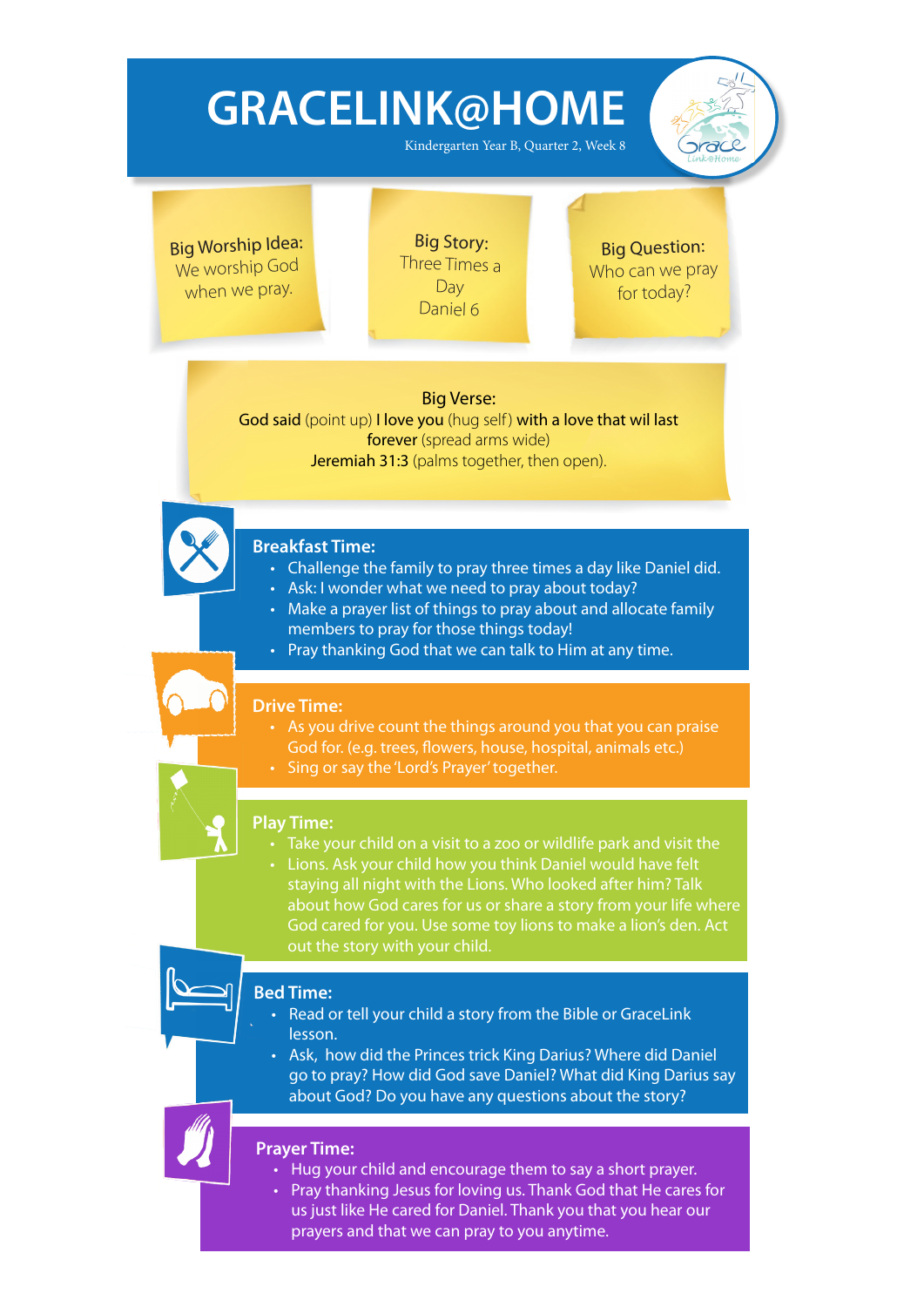# GRACELINK@HOME

Kindergarten Year B, Quarter 2, Week 8

**Big Worship Idea:**
We worship God when we pray.

**Big Story:**
Three Times a Day
Daniel 6

**Big Question:**
Who can we pray for today?

**Big Verse:**
**God said** (point up) **I love you** (hug self) **with a love that wil last forever** (spread arms wide)
**Jeremiah 31:3** (palms together, then open).

## Breakfast Time:

- Challenge the family to pray three times a day like Daniel did.
- Ask: I wonder what we need to pray about today?
- Make a prayer list of things to pray about and allocate family members to pray for those things today!
- Pray thanking God that we can talk to Him at any time.

## Drive Time:

- As you drive count the things around you that you can praise God for. (e.g. trees, flowers, house, hospital, animals etc.)
- Sing or say the 'Lord's Prayer' together.

## Play Time:

- Take your child on a visit to a zoo or wildlife park and visit the
- Lions. Ask your child how you think Daniel would have felt staying all night with the Lions. Who looked after him? Talk about how God cares for us or share a story from your life where God cared for you. Use some toy lions to make a lion's den. Act out the story with your child.

## Bed Time:

- Read or tell your child a story from the Bible or GraceLink lesson.
- Ask, how did the Princes trick King Darius? Where did Daniel go to pray? How did God save Daniel? What did King Darius say about God? Do you have any questions about the story?

## Prayer Time:

- Hug your child and encourage them to say a short prayer.
- Pray thanking Jesus for loving us. Thank God that He cares for us just like He cared for Daniel. Thank you that you hear our prayers and that we can pray to you anytime.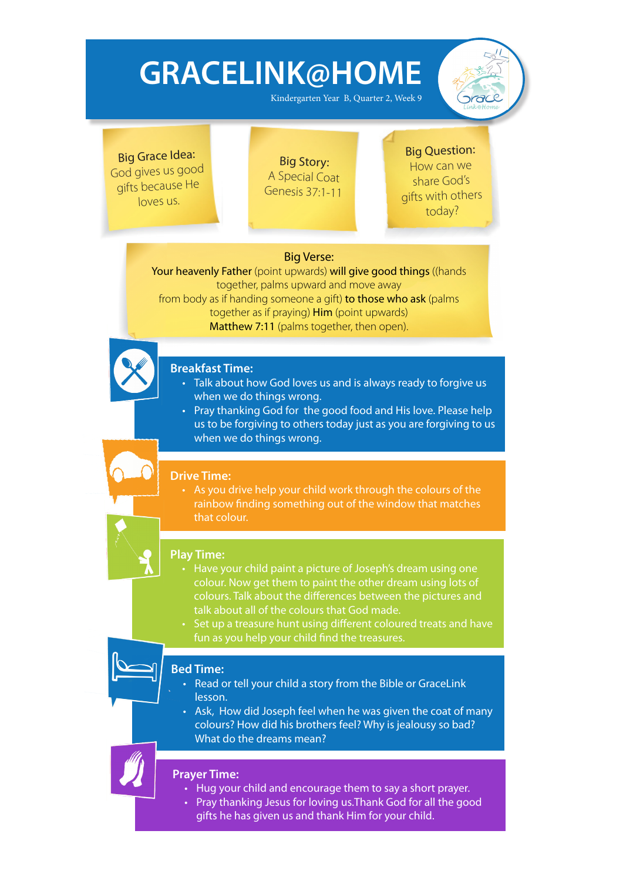# GRACELINK@HOME

Kindergarten Year B, Quarter 2, Week 9

**Big Grace Idea:**
God gives us good gifts because He loves us.

**Big Story:**
A Special Coat
Genesis 37:1-11

**Big Question:**
How can we share God's gifts with others today?

**Big Verse:**
**Your heavenly Father** (point upwards) **will give good things** ((hands together, palms upward and move away from body as if handing someone a gift) **to those who ask** (palms together as if praying) **Him** (point upwards)
**Matthew 7:11** (palms together, then open).

## Breakfast Time:

- Talk about how God loves us and is always ready to forgive us when we do things wrong.
- Pray thanking God for the good food and His love. Please help us to be forgiving to others today just as you are forgiving to us when we do things wrong.

## Drive Time:

- As you drive help your child work through the colours of the rainbow finding something out of the window that matches that colour.

## Play Time:

- Have your child paint a picture of Joseph's dream using one colour. Now get them to paint the other dream using lots of colours. Talk about the differences between the pictures and talk about all of the colours that God made.
- Set up a treasure hunt using different coloured treats and have fun as you help your child find the treasures.

## Bed Time:

- Read or tell your child a story from the Bible or GraceLink lesson.
- Ask, How did Joseph feel when he was given the coat of many colours? How did his brothers feel? Why is jealousy so bad? What do the dreams mean?

## Prayer Time:

- Hug your child and encourage them to say a short prayer.
- Pray thanking Jesus for loving us.Thank God for all the good gifts he has given us and thank Him for your child.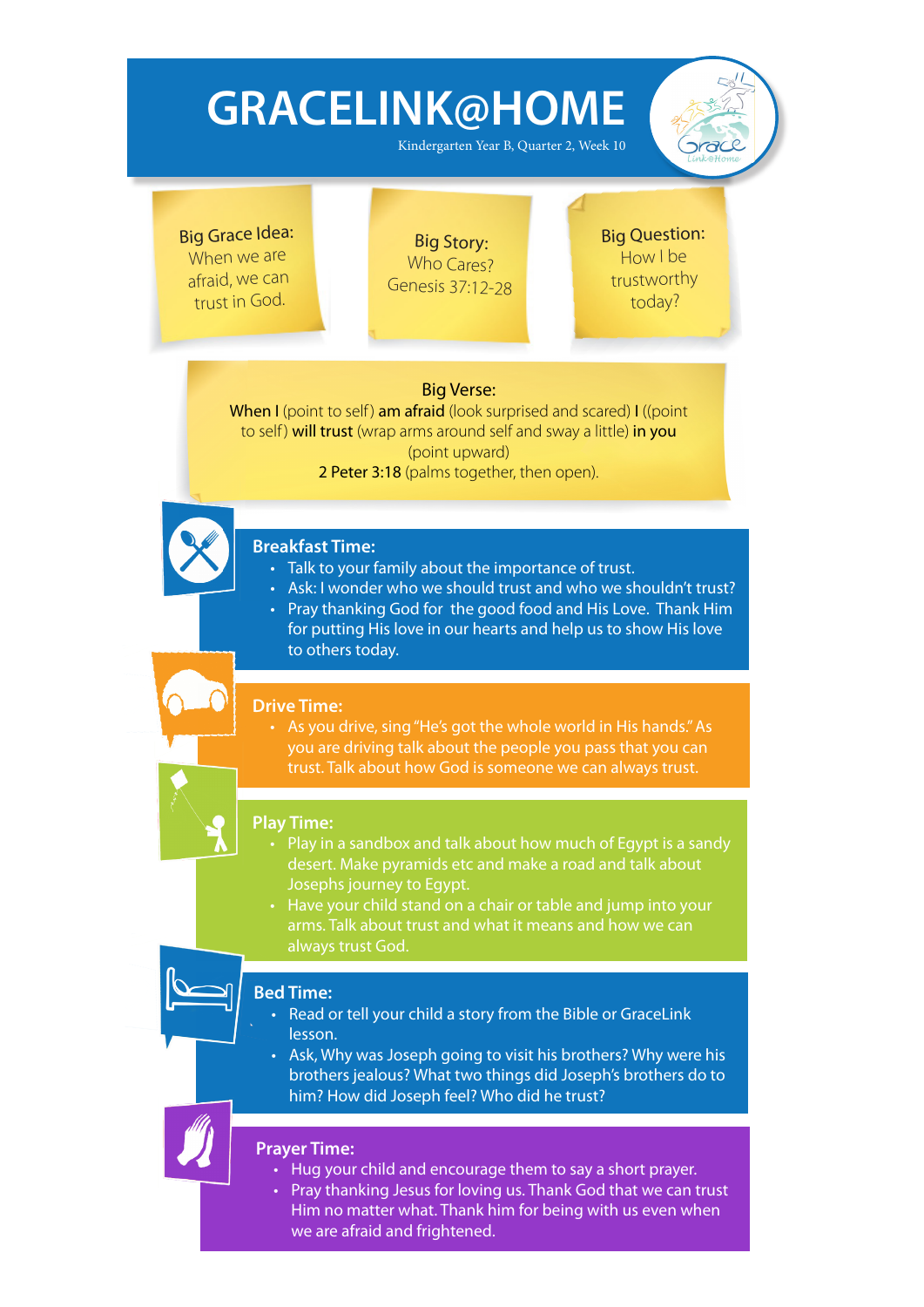# GRACELINK@HOME

Kindergarten Year B, Quarter 2, Week 10

**Big Grace Idea:**
When we are afraid, we can trust in God.

**Big Story:**
Who Cares?
Genesis 37:12-28

**Big Question:**
How I be trustworthy today?

**Big Verse:**
**When I** (point to self) **am afraid** (look surprised and scared) **I** ((point to self) **will trust** (wrap arms around self and sway a little) **in you** (point upward)
**2 Peter 3:18** (palms together, then open).

## Breakfast Time:

- Talk to your family about the importance of trust.
- Ask: I wonder who we should trust and who we shouldn't trust?
- Pray thanking God for the good food and His Love. Thank Him for putting His love in our hearts and help us to show His love to others today.

## Drive Time:

- As you drive, sing "He's got the whole world in His hands." As you are driving talk about the people you pass that you can trust. Talk about how God is someone we can always trust.

## Play Time:

- Play in a sandbox and talk about how much of Egypt is a sandy desert. Make pyramids etc and make a road and talk about Josephs journey to Egypt.
- Have your child stand on a chair or table and jump into your arms. Talk about trust and what it means and how we can always trust God.

## Bed Time:

- Read or tell your child a story from the Bible or GraceLink lesson.
- Ask, Why was Joseph going to visit his brothers? Why were his brothers jealous? What two things did Joseph's brothers do to him? How did Joseph feel? Who did he trust?

## Prayer Time:

- Hug your child and encourage them to say a short prayer.
- Pray thanking Jesus for loving us. Thank God that we can trust Him no matter what. Thank him for being with us even when we are afraid and frightened.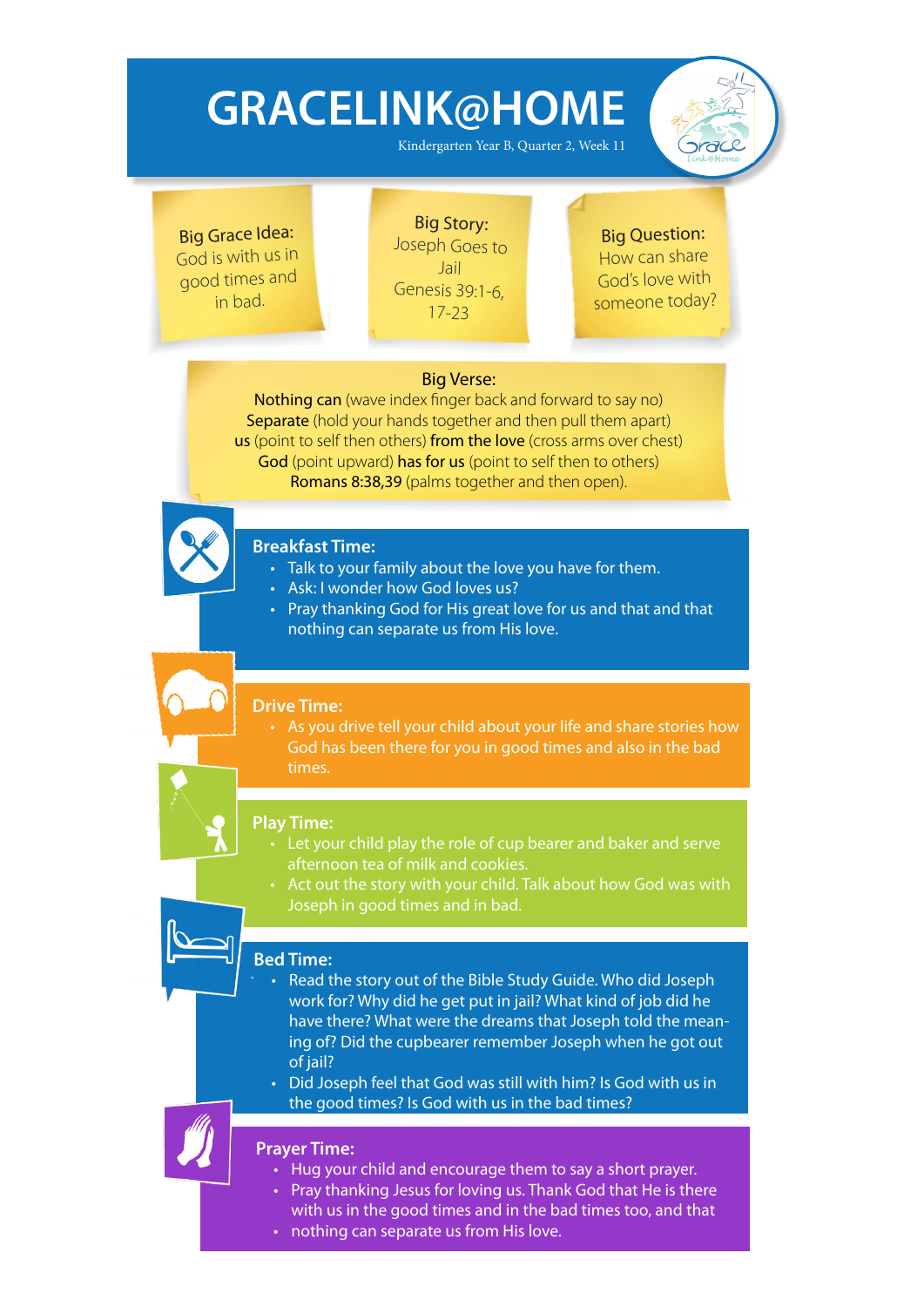# GRACELINK@HOME

Kindergarten Year B, Quarter 2, Week 11

**Big Grace Idea:**
God is with us in good times and in bad.

**Big Story:**
Joseph Goes to Jail
Genesis 39:1-6, 17-23

**Big Question:**
How can share God's love with someone today?

**Big Verse:**
**Nothing can** (wave index finger back and forward to say no)
**Separate** (hold your hands together and then pull them apart)
**us** (point to self then others) **from the love** (cross arms over chest)
**God** (point upward) **has for us** (point to self then to others)
**Romans 8:38,39** (palms together and then open).

## Breakfast Time:

- Talk to your family about the love you have for them.
- Ask: I wonder how God loves us?
- Pray thanking God for His great love for us and that and that nothing can separate us from His love.

## Drive Time:

- As you drive tell your child about your life and share stories how God has been there for you in good times and also in the bad times.

## Play Time:

- Let your child play the role of cup bearer and baker and serve afternoon tea of milk and cookies.
- Act out the story with your child. Talk about how God was with Joseph in good times and in bad.

## Bed Time:

- Read the story out of the Bible Study Guide. Who did Joseph work for? Why did he get put in jail? What kind of job did he have there? What were the dreams that Joseph told the meaning of? Did the cupbearer remember Joseph when he got out of jail?
- Did Joseph feel that God was still with him? Is God with us in the good times? Is God with us in the bad times?

## Prayer Time:

- Hug your child and encourage them to say a short prayer.
- Pray thanking Jesus for loving us. Thank God that He is there with us in the good times and in the bad times too, and that
- nothing can separate us from His love.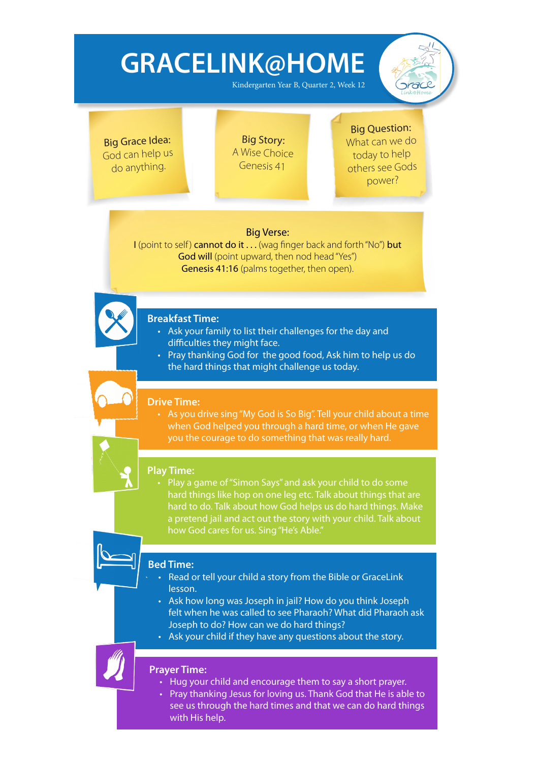# GRACELINK@HOME

Kindergarten Year B, Quarter 2, Week 12

**Big Grace Idea:**
God can help us do anything.

**Big Story:**
A Wise Choice
Genesis 41

**Big Question:**
What can we do today to help others see Gods power?

**Big Verse:**
**I** (point to self) **cannot do it . . .** (wag finger back and forth "No") **but God will** (point upward, then nod head "Yes")
**Genesis 41:16** (palms together, then open).

## Breakfast Time:

- Ask your family to list their challenges for the day and difficulties they might face.
- Pray thanking God for the good food, Ask him to help us do the hard things that might challenge us today.

## Drive Time:

- As you drive sing "My God is So Big". Tell your child about a time when God helped you through a hard time, or when He gave you the courage to do something that was really hard.

## Play Time:

- Play a game of "Simon Says" and ask your child to do some hard things like hop on one leg etc. Talk about things that are hard to do. Talk about how God helps us do hard things. Make a pretend jail and act out the story with your child. Talk about how God cares for us. Sing "He's Able."

## Bed Time:

- Read or tell your child a story from the Bible or GraceLink lesson.
- Ask how long was Joseph in jail? How do you think Joseph felt when he was called to see Pharaoh? What did Pharaoh ask Joseph to do? How can we do hard things?
- Ask your child if they have any questions about the story.

## Prayer Time:

- Hug your child and encourage them to say a short prayer.
- Pray thanking Jesus for loving us. Thank God that He is able to see us through the hard times and that we can do hard things with His help.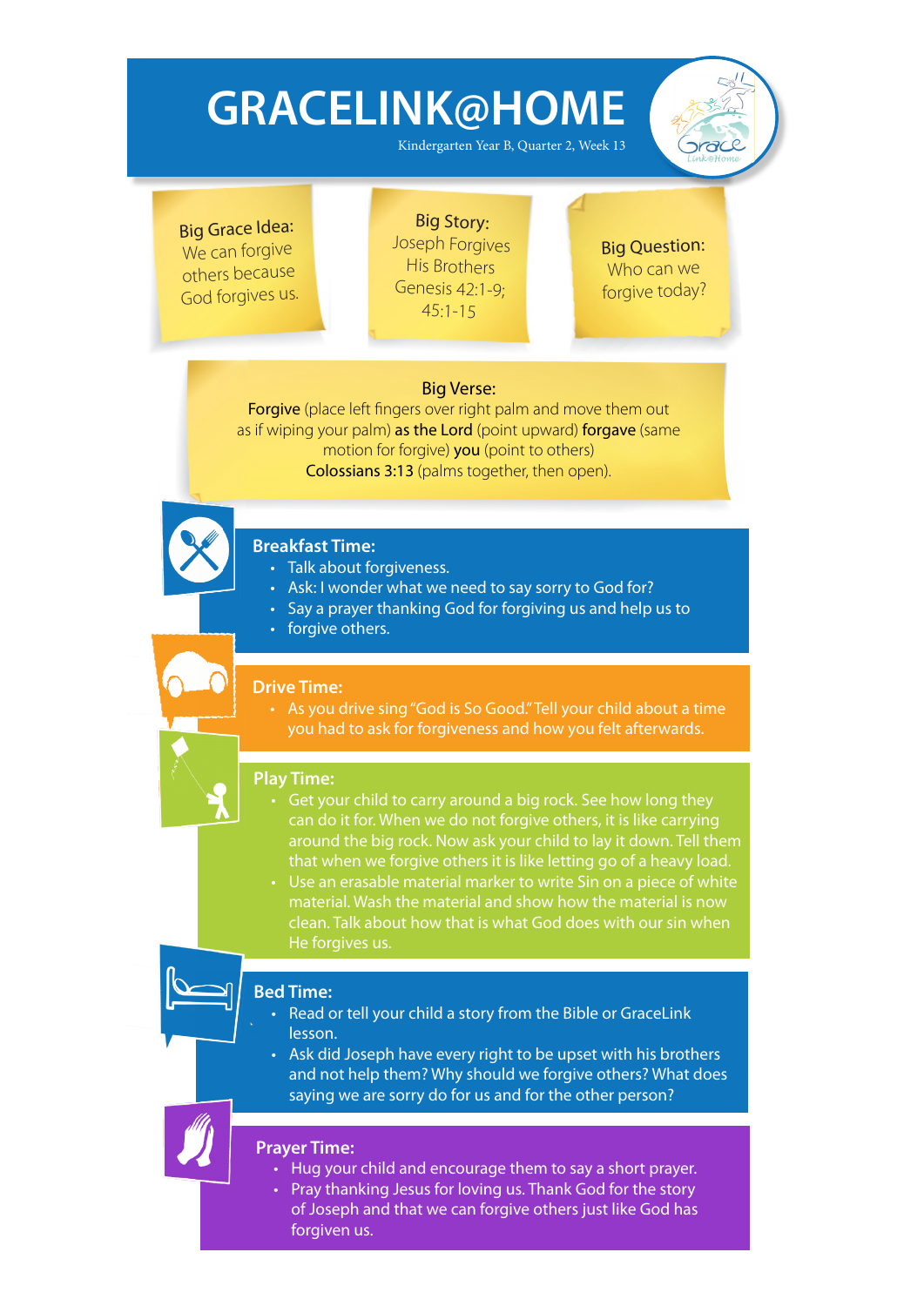# GRACELINK@HOME

Kindergarten Year B, Quarter 2, Week 13

**Big Grace Idea:** We can forgive others because God forgives us.

**Big Story:** Joseph Forgives His Brothers Genesis 42:1-9; 45:1-15

**Big Question:** Who can we forgive today?

**Big Verse:**
Forgive (place left fingers over right palm and move them out as if wiping your palm) as the Lord (point upward) forgave (same motion for forgive) you (point to others) Colossians 3:13 (palms together, then open).

## Breakfast Time:

- Talk about forgiveness.
- Ask: I wonder what we need to say sorry to God for?
- Say a prayer thanking God for forgiving us and help us to
- forgive others.

## Drive Time:

- As you drive sing "God is So Good." Tell your child about a time you had to ask for forgiveness and how you felt afterwards.

## Play Time:

- Get your child to carry around a big rock. See how long they can do it for. When we do not forgive others, it is like carrying around the big rock. Now ask your child to lay it down. Tell them that when we forgive others it is like letting go of a heavy load.
- Use an erasable material marker to write Sin on a piece of white material. Wash the material and show how the material is now clean. Talk about how that is what God does with our sin when He forgives us.

## Bed Time:

- Read or tell your child a story from the Bible or GraceLink lesson.
- Ask did Joseph have every right to be upset with his brothers and not help them? Why should we forgive others? What does saying we are sorry do for us and for the other person?

## Prayer Time:

- Hug your child and encourage them to say a short prayer.
- Pray thanking Jesus for loving us. Thank God for the story of Joseph and that we can forgive others just like God has forgiven us.